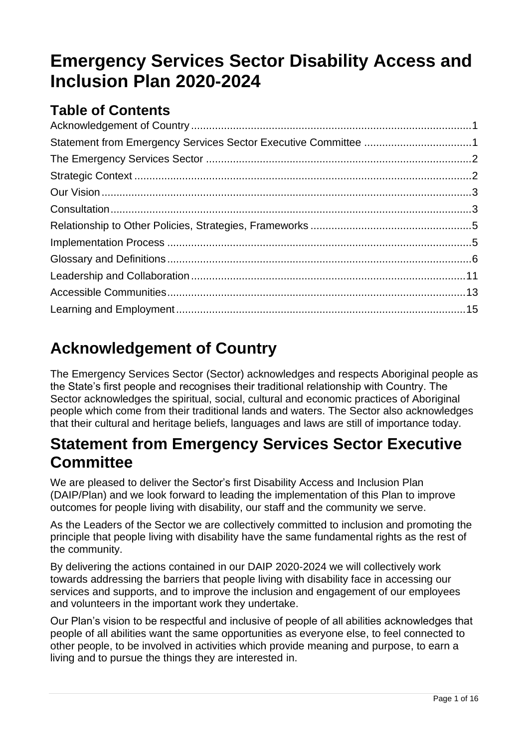# Emergency Services Sector Disability Access and Inclusion Plan 2020-2024

## Table of Contents

- Acknowledgement of Country ... 1
- Statement from Emergency Services Sector Executive Committee ... 1
- The Emergency Services Sector ... 2
- Strategic Context ... 2
- Our Vision ... 3
- Consultation ... 3
- Relationship to Other Policies, Strategies, Frameworks ... 5
- Implementation Process ... 5
- Glossary and Definitions ... 6
- Leadership and Collaboration ... 11
- Accessible Communities ... 13
- Learning and Employment ... 15

# Acknowledgement of Country

The Emergency Services Sector (Sector) acknowledges and respects Aboriginal people as the State's first people and recognises their traditional relationship with Country. The Sector acknowledges the spiritual, social, cultural and economic practices of Aboriginal people which come from their traditional lands and waters. The Sector also acknowledges that their cultural and heritage beliefs, languages and laws are still of importance today.

# Statement from Emergency Services Sector Executive Committee

We are pleased to deliver the Sector's first Disability Access and Inclusion Plan (DAIP/Plan) and we look forward to leading the implementation of this Plan to improve outcomes for people living with disability, our staff and the community we serve.

As the Leaders of the Sector we are collectively committed to inclusion and promoting the principle that people living with disability have the same fundamental rights as the rest of the community.

By delivering the actions contained in our DAIP 2020-2024 we will collectively work towards addressing the barriers that people living with disability face in accessing our services and supports, and to improve the inclusion and engagement of our employees and volunteers in the important work they undertake.

Our Plan's vision to be respectful and inclusive of people of all abilities acknowledges that people of all abilities want the same opportunities as everyone else, to feel connected to other people, to be involved in activities which provide meaning and purpose, to earn a living and to pursue the things they are interested in.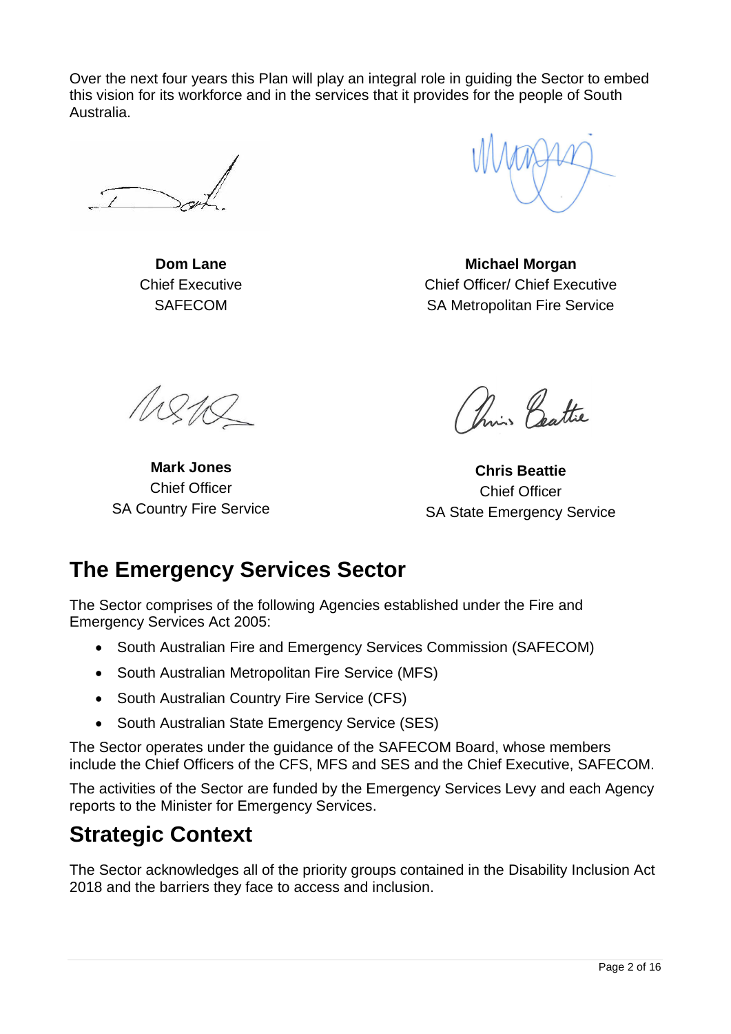Over the next four years this Plan will play an integral role in guiding the Sector to embed this vision for its workforce and in the services that it provides for the people of South Australia.

**Dom Lane**
Chief Executive
SAFECOM

**Michael Morgan**
Chief Officer/ Chief Executive
SA Metropolitan Fire Service

**Mark Jones**
Chief Officer
SA Country Fire Service

**Chris Beattie**
Chief Officer
SA State Emergency Service

# The Emergency Services Sector

The Sector comprises of the following Agencies established under the Fire and Emergency Services Act 2005:

- South Australian Fire and Emergency Services Commission (SAFECOM)
- South Australian Metropolitan Fire Service (MFS)
- South Australian Country Fire Service (CFS)
- South Australian State Emergency Service (SES)

The Sector operates under the guidance of the SAFECOM Board, whose members include the Chief Officers of the CFS, MFS and SES and the Chief Executive, SAFECOM.

The activities of the Sector are funded by the Emergency Services Levy and each Agency reports to the Minister for Emergency Services.

# Strategic Context

The Sector acknowledges all of the priority groups contained in the Disability Inclusion Act 2018 and the barriers they face to access and inclusion.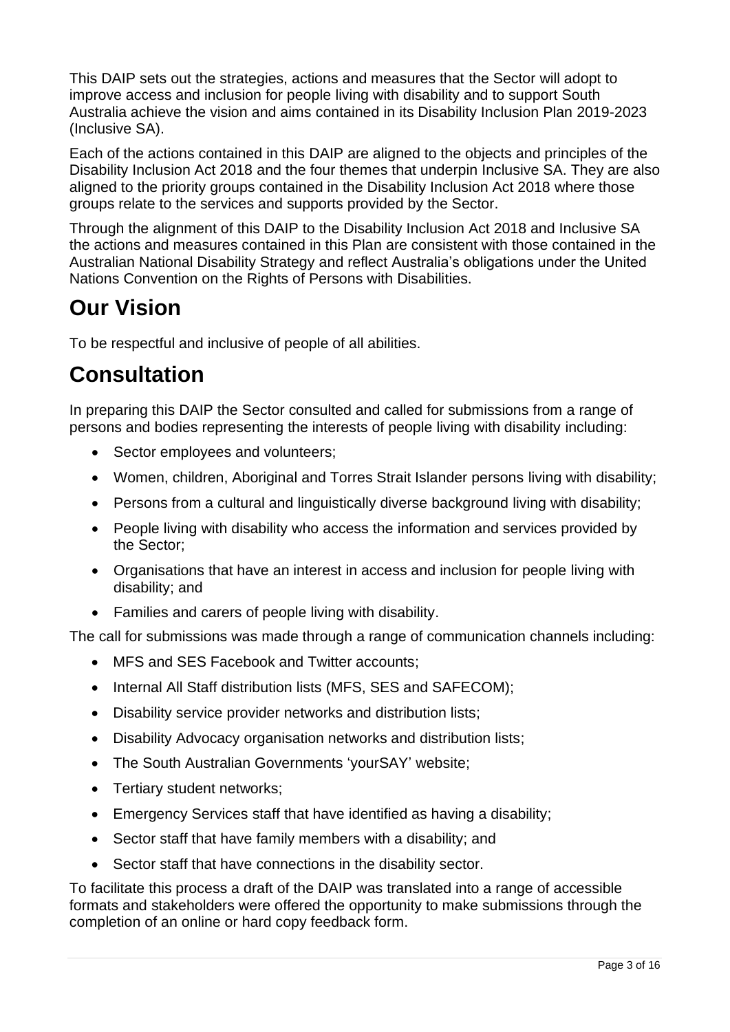This DAIP sets out the strategies, actions and measures that the Sector will adopt to improve access and inclusion for people living with disability and to support South Australia achieve the vision and aims contained in its Disability Inclusion Plan 2019-2023 (Inclusive SA).

Each of the actions contained in this DAIP are aligned to the objects and principles of the Disability Inclusion Act 2018 and the four themes that underpin Inclusive SA. They are also aligned to the priority groups contained in the Disability Inclusion Act 2018 where those groups relate to the services and supports provided by the Sector.

Through the alignment of this DAIP to the Disability Inclusion Act 2018 and Inclusive SA the actions and measures contained in this Plan are consistent with those contained in the Australian National Disability Strategy and reflect Australia's obligations under the United Nations Convention on the Rights of Persons with Disabilities.

# Our Vision

To be respectful and inclusive of people of all abilities.

# Consultation

In preparing this DAIP the Sector consulted and called for submissions from a range of persons and bodies representing the interests of people living with disability including:

- Sector employees and volunteers;
- Women, children, Aboriginal and Torres Strait Islander persons living with disability;
- Persons from a cultural and linguistically diverse background living with disability;
- People living with disability who access the information and services provided by the Sector;
- Organisations that have an interest in access and inclusion for people living with disability; and
- Families and carers of people living with disability.

The call for submissions was made through a range of communication channels including:

- MFS and SES Facebook and Twitter accounts;
- Internal All Staff distribution lists (MFS, SES and SAFECOM);
- Disability service provider networks and distribution lists;
- Disability Advocacy organisation networks and distribution lists;
- The South Australian Governments 'yourSAY' website;
- Tertiary student networks;
- Emergency Services staff that have identified as having a disability;
- Sector staff that have family members with a disability; and
- Sector staff that have connections in the disability sector.

To facilitate this process a draft of the DAIP was translated into a range of accessible formats and stakeholders were offered the opportunity to make submissions through the completion of an online or hard copy feedback form.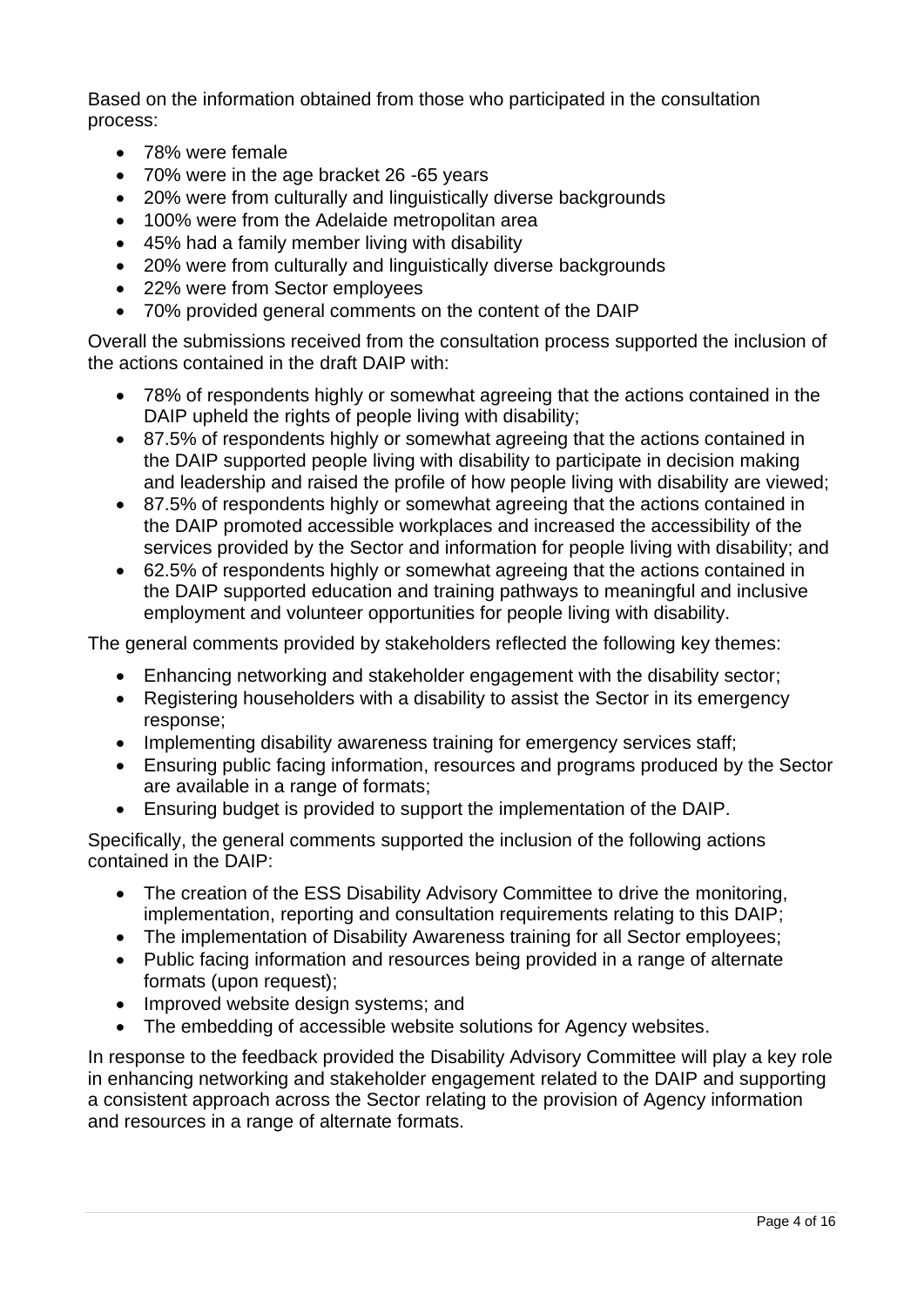Based on the information obtained from those who participated in the consultation process:

- 78% were female
- 70% were in the age bracket 26 -65 years
- 20% were from culturally and linguistically diverse backgrounds
- 100% were from the Adelaide metropolitan area
- 45% had a family member living with disability
- 20% were from culturally and linguistically diverse backgrounds
- 22% were from Sector employees
- 70% provided general comments on the content of the DAIP

Overall the submissions received from the consultation process supported the inclusion of the actions contained in the draft DAIP with:

- 78% of respondents highly or somewhat agreeing that the actions contained in the DAIP upheld the rights of people living with disability;
- 87.5% of respondents highly or somewhat agreeing that the actions contained in the DAIP supported people living with disability to participate in decision making and leadership and raised the profile of how people living with disability are viewed;
- 87.5% of respondents highly or somewhat agreeing that the actions contained in the DAIP promoted accessible workplaces and increased the accessibility of the services provided by the Sector and information for people living with disability; and
- 62.5% of respondents highly or somewhat agreeing that the actions contained in the DAIP supported education and training pathways to meaningful and inclusive employment and volunteer opportunities for people living with disability.

The general comments provided by stakeholders reflected the following key themes:

- Enhancing networking and stakeholder engagement with the disability sector;
- Registering householders with a disability to assist the Sector in its emergency response;
- Implementing disability awareness training for emergency services staff;
- Ensuring public facing information, resources and programs produced by the Sector are available in a range of formats;
- Ensuring budget is provided to support the implementation of the DAIP.

Specifically, the general comments supported the inclusion of the following actions contained in the DAIP:

- The creation of the ESS Disability Advisory Committee to drive the monitoring, implementation, reporting and consultation requirements relating to this DAIP;
- The implementation of Disability Awareness training for all Sector employees;
- Public facing information and resources being provided in a range of alternate formats (upon request);
- Improved website design systems; and
- The embedding of accessible website solutions for Agency websites.

In response to the feedback provided the Disability Advisory Committee will play a key role in enhancing networking and stakeholder engagement related to the DAIP and supporting a consistent approach across the Sector relating to the provision of Agency information and resources in a range of alternate formats.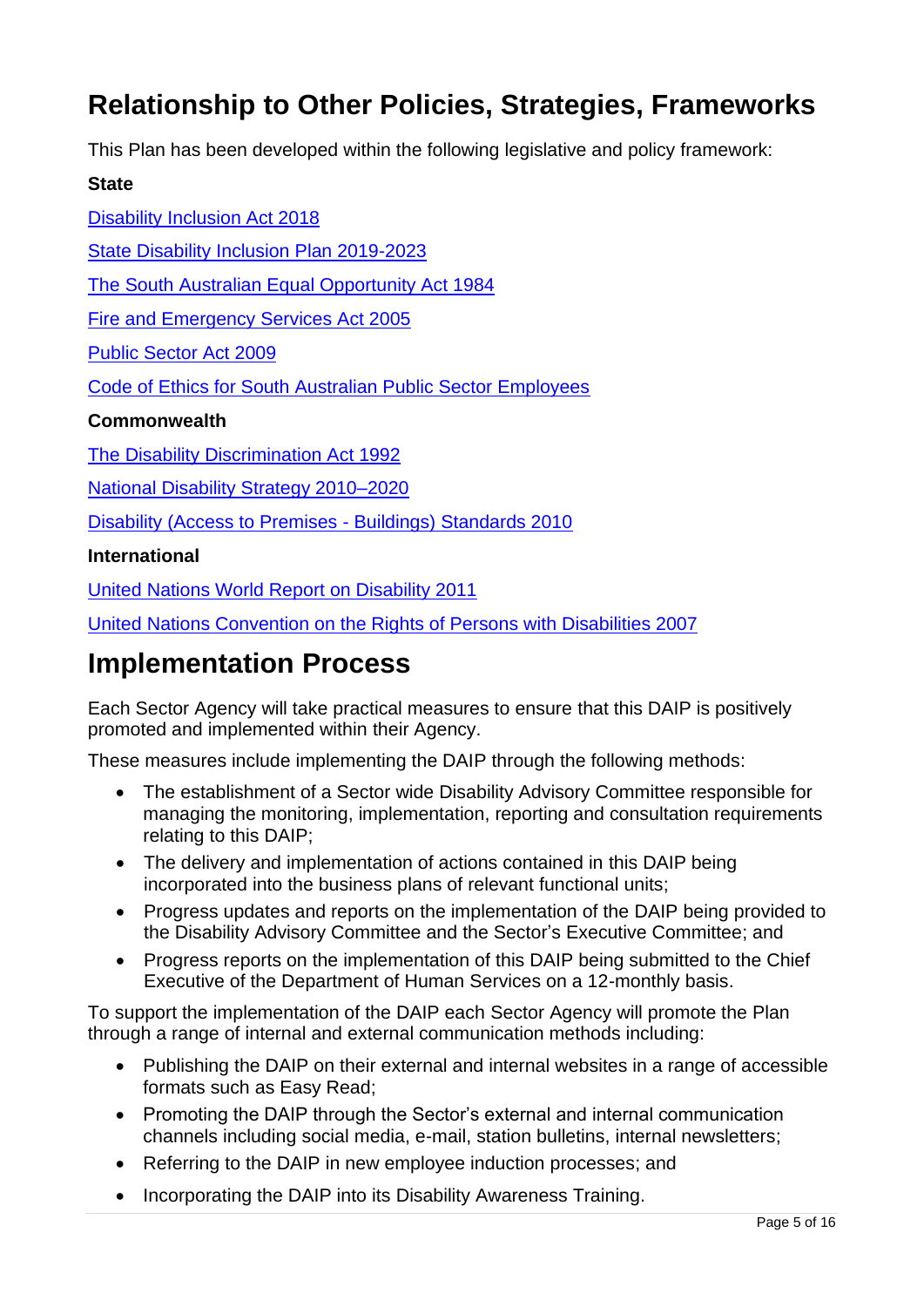# Relationship to Other Policies, Strategies, Frameworks

This Plan has been developed within the following legislative and policy framework:

**State**

Disability Inclusion Act 2018

State Disability Inclusion Plan 2019-2023

The South Australian Equal Opportunity Act 1984

Fire and Emergency Services Act 2005

Public Sector Act 2009

Code of Ethics for South Australian Public Sector Employees

**Commonwealth**

The Disability Discrimination Act 1992

National Disability Strategy 2010–2020

Disability (Access to Premises - Buildings) Standards 2010

**International**

United Nations World Report on Disability 2011

United Nations Convention on the Rights of Persons with Disabilities 2007

# Implementation Process

Each Sector Agency will take practical measures to ensure that this DAIP is positively promoted and implemented within their Agency.

These measures include implementing the DAIP through the following methods:

- The establishment of a Sector wide Disability Advisory Committee responsible for managing the monitoring, implementation, reporting and consultation requirements relating to this DAIP;
- The delivery and implementation of actions contained in this DAIP being incorporated into the business plans of relevant functional units;
- Progress updates and reports on the implementation of the DAIP being provided to the Disability Advisory Committee and the Sector's Executive Committee; and
- Progress reports on the implementation of this DAIP being submitted to the Chief Executive of the Department of Human Services on a 12-monthly basis.

To support the implementation of the DAIP each Sector Agency will promote the Plan through a range of internal and external communication methods including:

- Publishing the DAIP on their external and internal websites in a range of accessible formats such as Easy Read;
- Promoting the DAIP through the Sector's external and internal communication channels including social media, e-mail, station bulletins, internal newsletters;
- Referring to the DAIP in new employee induction processes; and
- Incorporating the DAIP into its Disability Awareness Training.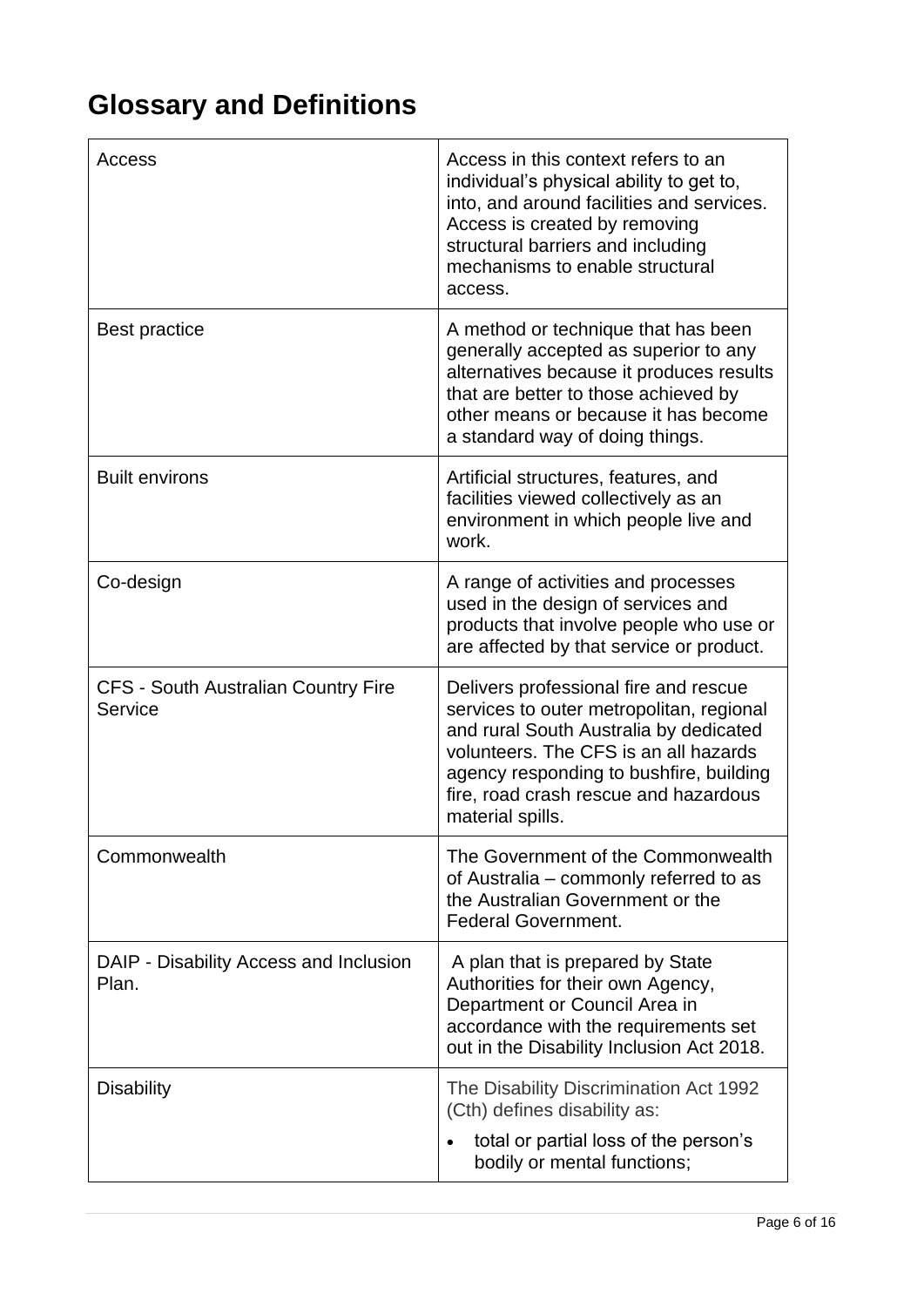# Glossary and Definitions

| | |
|---|---|
| Access | Access in this context refers to an individual's physical ability to get to, into, and around facilities and services. Access is created by removing structural barriers and including mechanisms to enable structural access. |
| Best practice | A method or technique that has been generally accepted as superior to any alternatives because it produces results that are better to those achieved by other means or because it has become a standard way of doing things. |
| Built environs | Artificial structures, features, and facilities viewed collectively as an environment in which people live and work. |
| Co-design | A range of activities and processes used in the design of services and products that involve people who use or are affected by that service or product. |
| CFS - South Australian Country Fire Service | Delivers professional fire and rescue services to outer metropolitan, regional and rural South Australia by dedicated volunteers. The CFS is an all hazards agency responding to bushfire, building fire, road crash rescue and hazardous material spills. |
| Commonwealth | The Government of the Commonwealth of Australia – commonly referred to as the Australian Government or the Federal Government. |
| DAIP - Disability Access and Inclusion Plan. | A plan that is prepared by State Authorities for their own Agency, Department or Council Area in accordance with the requirements set out in the Disability Inclusion Act 2018. |
| Disability | The Disability Discrimination Act 1992 (Cth) defines disability as:<br>• total or partial loss of the person's bodily or mental functions; |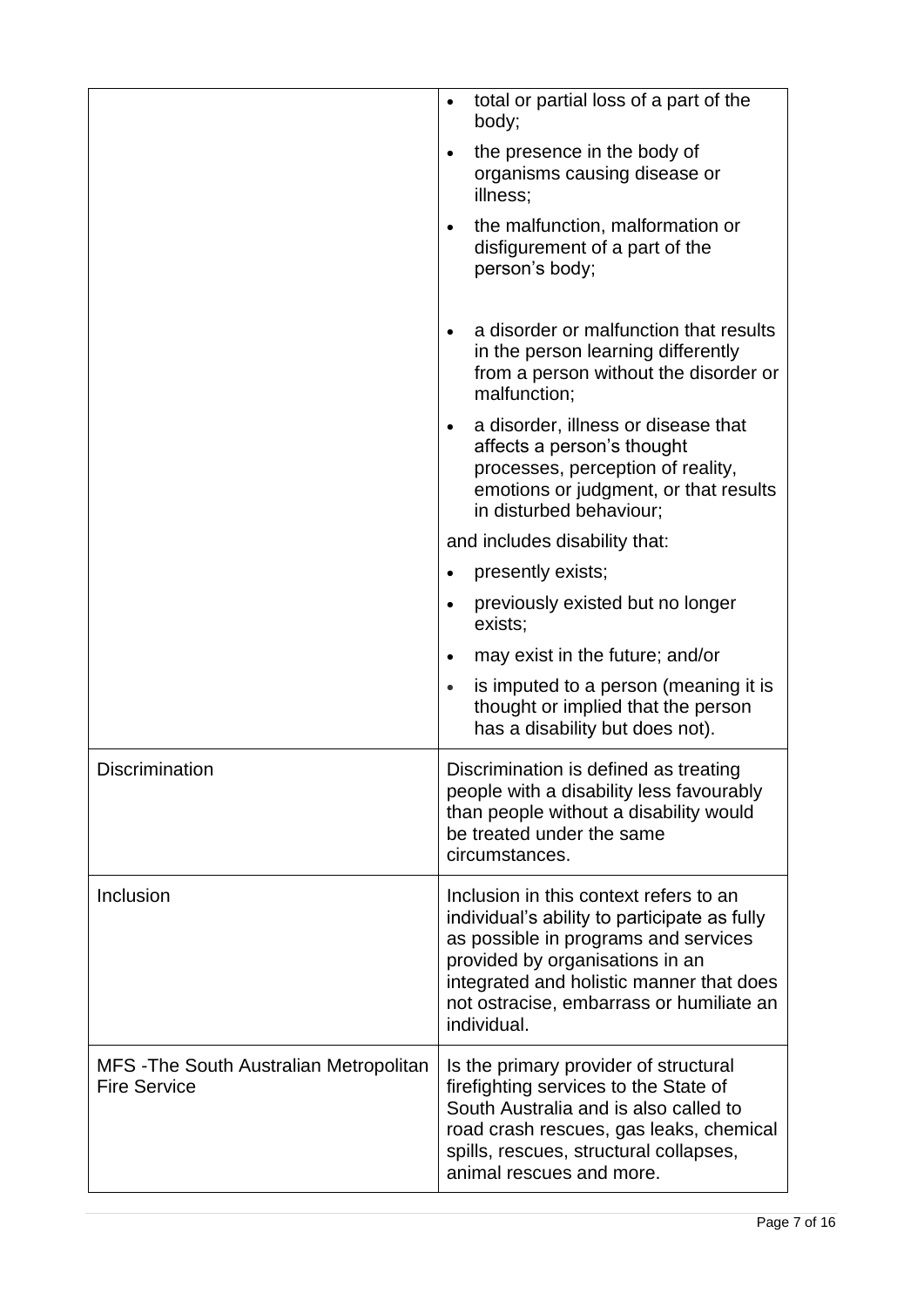| | |
|---|---|
| | <ul><li>total or partial loss of a part of the body;</li><li>the presence in the body of organisms causing disease or illness;</li><li>the malfunction, malformation or disfigurement of a part of the person's body;</li><li>a disorder or malfunction that results in the person learning differently from a person without the disorder or malfunction;</li><li>a disorder, illness or disease that affects a person's thought processes, perception of reality, emotions or judgment, or that results in disturbed behaviour;</li></ul>and includes disability that:<ul><li>presently exists;</li><li>previously existed but no longer exists;</li><li>may exist in the future; and/or</li><li>is imputed to a person (meaning it is thought or implied that the person has a disability but does not).</li></ul> |
| Discrimination | Discrimination is defined as treating people with a disability less favourably than people without a disability would be treated under the same circumstances. |
| Inclusion | Inclusion in this context refers to an individual's ability to participate as fully as possible in programs and services provided by organisations in an integrated and holistic manner that does not ostracise, embarrass or humiliate an individual. |
| MFS -The South Australian Metropolitan Fire Service | Is the primary provider of structural firefighting services to the State of South Australia and is also called to road crash rescues, gas leaks, chemical spills, rescues, structural collapses, animal rescues and more. |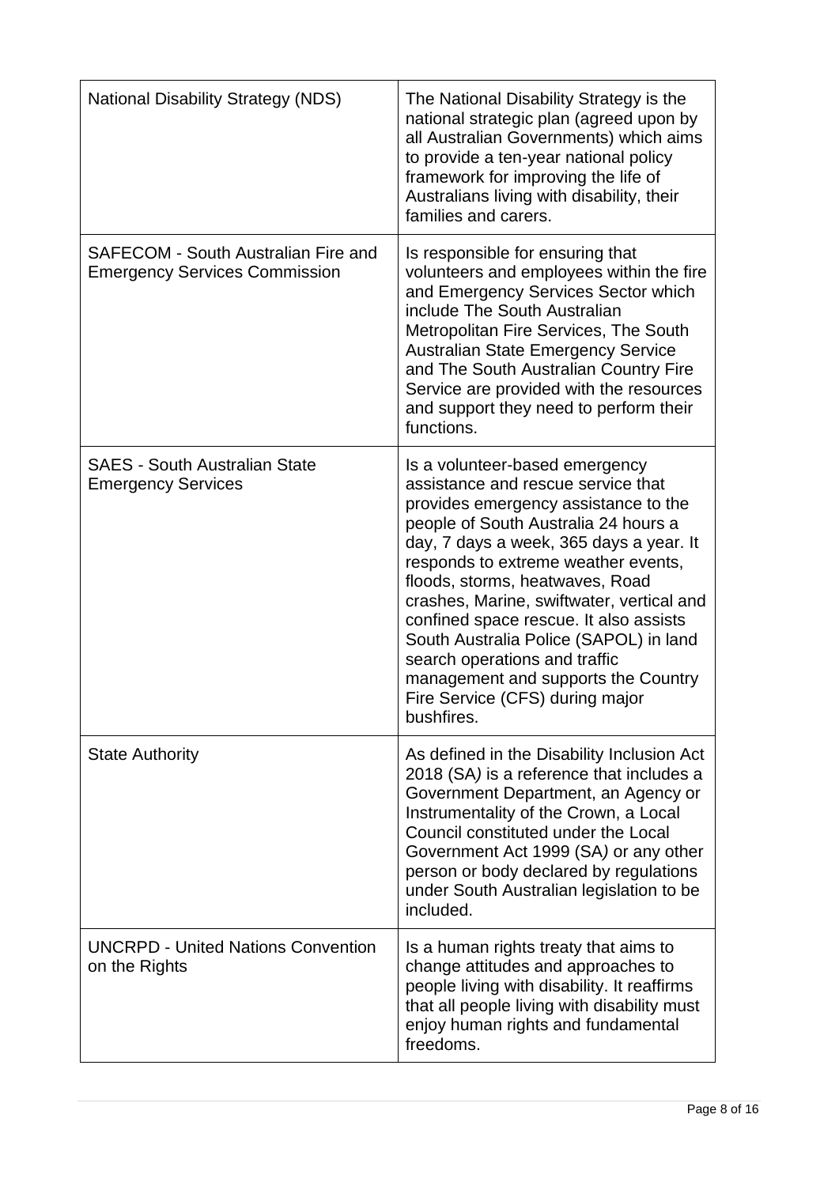| | |
|---|---|
| National Disability Strategy (NDS) | The National Disability Strategy is the national strategic plan (agreed upon by all Australian Governments) which aims to provide a ten-year national policy framework for improving the life of Australians living with disability, their families and carers. |
| SAFECOM - South Australian Fire and Emergency Services Commission | Is responsible for ensuring that volunteers and employees within the fire and Emergency Services Sector which include The South Australian Metropolitan Fire Services, The South Australian State Emergency Service and The South Australian Country Fire Service are provided with the resources and support they need to perform their functions. |
| SAES - South Australian State Emergency Services | Is a volunteer-based emergency assistance and rescue service that provides emergency assistance to the people of South Australia 24 hours a day, 7 days a week, 365 days a year. It responds to extreme weather events, floods, storms, heatwaves, Road crashes, Marine, swiftwater, vertical and confined space rescue. It also assists South Australia Police (SAPOL) in land search operations and traffic management and supports the Country Fire Service (CFS) during major bushfires. |
| State Authority | As defined in the Disability Inclusion Act 2018 (SA*)* is a reference that includes a Government Department, an Agency or Instrumentality of the Crown, a Local Council constituted under the Local Government Act 1999 (SA*)* or any other person or body declared by regulations under South Australian legislation to be included. |
| UNCRPD - United Nations Convention on the Rights | Is a human rights treaty that aims to change attitudes and approaches to people living with disability. It reaffirms that all people living with disability must enjoy human rights and fundamental freedoms. |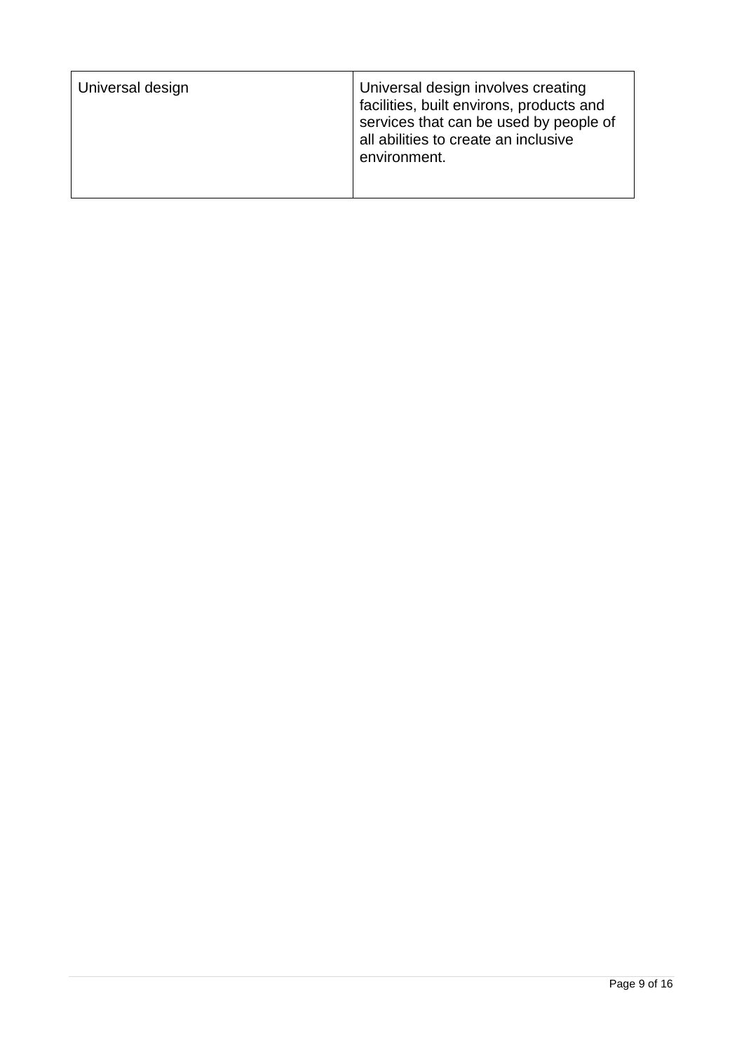| | |
|---|---|
| Universal design | Universal design involves creating facilities, built environs, products and services that can be used by people of all abilities to create an inclusive environment. |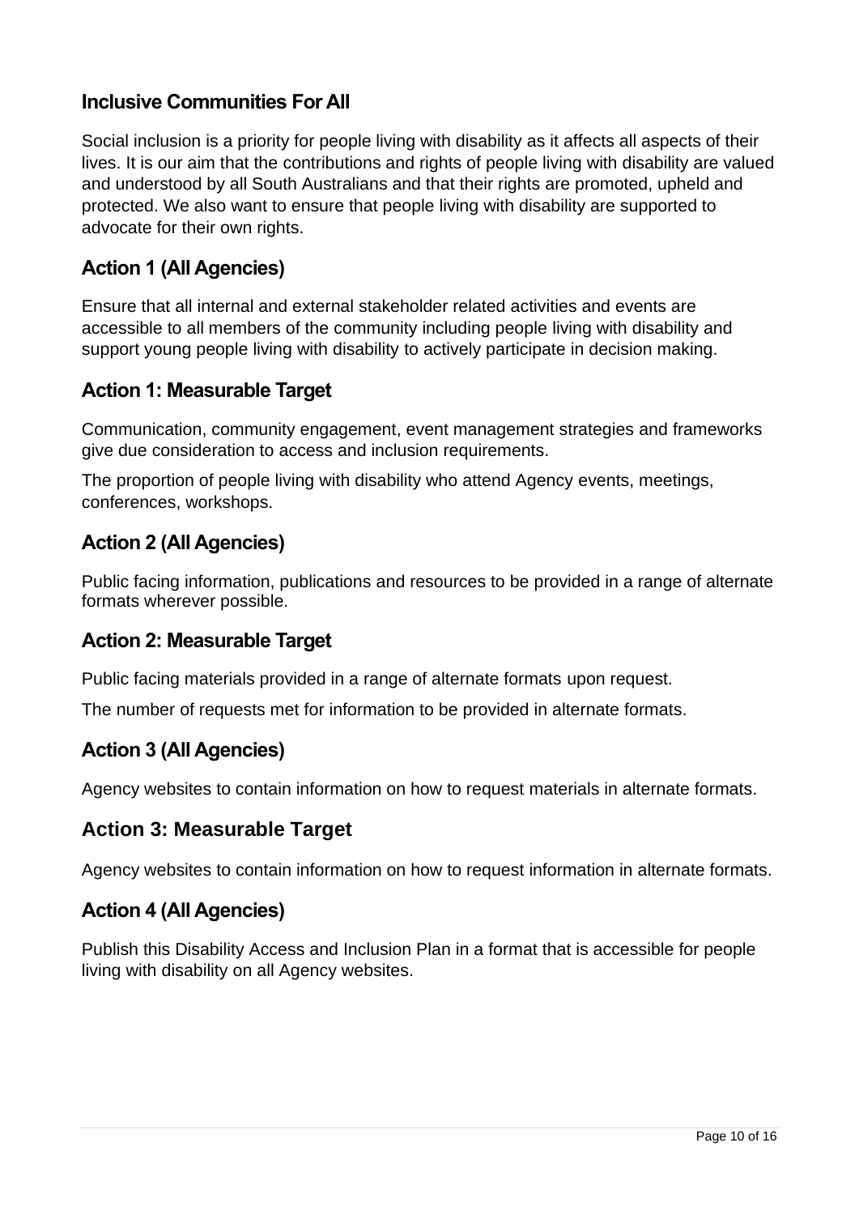## Inclusive Communities For All

Social inclusion is a priority for people living with disability as it affects all aspects of their lives. It is our aim that the contributions and rights of people living with disability are valued and understood by all South Australians and that their rights are promoted, upheld and protected. We also want to ensure that people living with disability are supported to advocate for their own rights.

## Action 1 (All Agencies)

Ensure that all internal and external stakeholder related activities and events are accessible to all members of the community including people living with disability and support young people living with disability to actively participate in decision making.

## Action 1: Measurable Target

Communication, community engagement, event management strategies and frameworks give due consideration to access and inclusion requirements.

The proportion of people living with disability who attend Agency events, meetings, conferences, workshops.

## Action 2 (All Agencies)

Public facing information, publications and resources to be provided in a range of alternate formats wherever possible.

## Action 2: Measurable Target

Public facing materials provided in a range of alternate formats upon request.

The number of requests met for information to be provided in alternate formats.

## Action 3 (All Agencies)

Agency websites to contain information on how to request materials in alternate formats.

## Action 3: Measurable Target

Agency websites to contain information on how to request information in alternate formats.

## Action 4 (All Agencies)

Publish this Disability Access and Inclusion Plan in a format that is accessible for people living with disability on all Agency websites.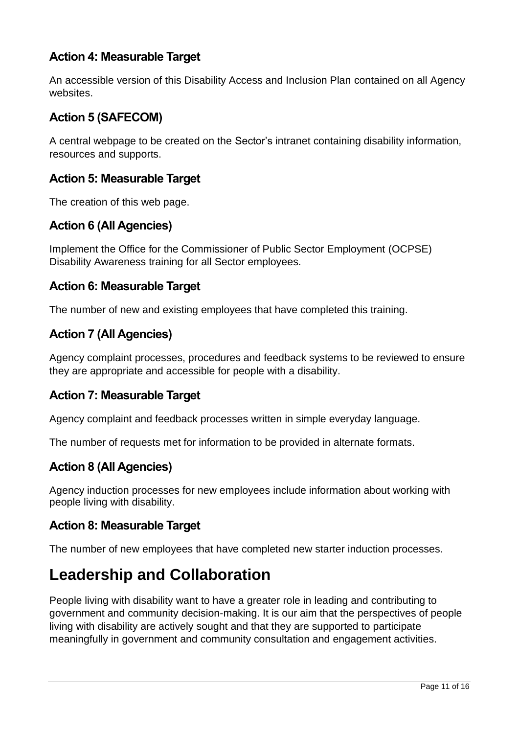### Action 4: Measurable Target

An accessible version of this Disability Access and Inclusion Plan contained on all Agency websites.

### Action 5 (SAFECOM)

A central webpage to be created on the Sector's intranet containing disability information, resources and supports.

### Action 5: Measurable Target

The creation of this web page.

### Action 6 (All Agencies)

Implement the Office for the Commissioner of Public Sector Employment (OCPSE) Disability Awareness training for all Sector employees.

### Action 6: Measurable Target

The number of new and existing employees that have completed this training.

### Action 7 (All Agencies)

Agency complaint processes, procedures and feedback systems to be reviewed to ensure they are appropriate and accessible for people with a disability.

### Action 7: Measurable Target

Agency complaint and feedback processes written in simple everyday language.

The number of requests met for information to be provided in alternate formats.

### Action 8 (All Agencies)

Agency induction processes for new employees include information about working with people living with disability.

### Action 8: Measurable Target

The number of new employees that have completed new starter induction processes.

## Leadership and Collaboration

People living with disability want to have a greater role in leading and contributing to government and community decision-making. It is our aim that the perspectives of people living with disability are actively sought and that they are supported to participate meaningfully in government and community consultation and engagement activities.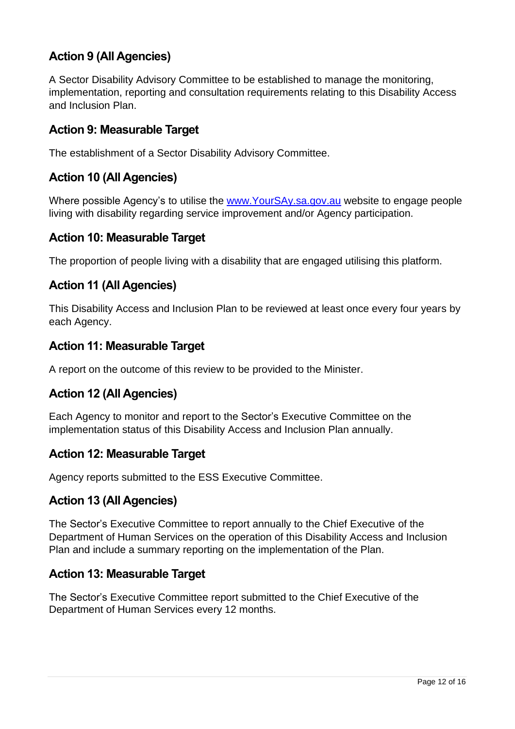## Action 9 (All Agencies)

A Sector Disability Advisory Committee to be established to manage the monitoring, implementation, reporting and consultation requirements relating to this Disability Access and Inclusion Plan.

## Action 9: Measurable Target

The establishment of a Sector Disability Advisory Committee.

## Action 10 (All Agencies)

Where possible Agency's to utilise the [www.YourSAy.sa.gov.au](http://www.YourSAy.sa.gov.au) website to engage people living with disability regarding service improvement and/or Agency participation.

## Action 10: Measurable Target

The proportion of people living with a disability that are engaged utilising this platform.

## Action 11 (All Agencies)

This Disability Access and Inclusion Plan to be reviewed at least once every four years by each Agency.

## Action 11: Measurable Target

A report on the outcome of this review to be provided to the Minister.

## Action 12 (All Agencies)

Each Agency to monitor and report to the Sector's Executive Committee on the implementation status of this Disability Access and Inclusion Plan annually.

## Action 12: Measurable Target

Agency reports submitted to the ESS Executive Committee.

## Action 13 (All Agencies)

The Sector's Executive Committee to report annually to the Chief Executive of the Department of Human Services on the operation of this Disability Access and Inclusion Plan and include a summary reporting on the implementation of the Plan.

## Action 13: Measurable Target

The Sector's Executive Committee report submitted to the Chief Executive of the Department of Human Services every 12 months.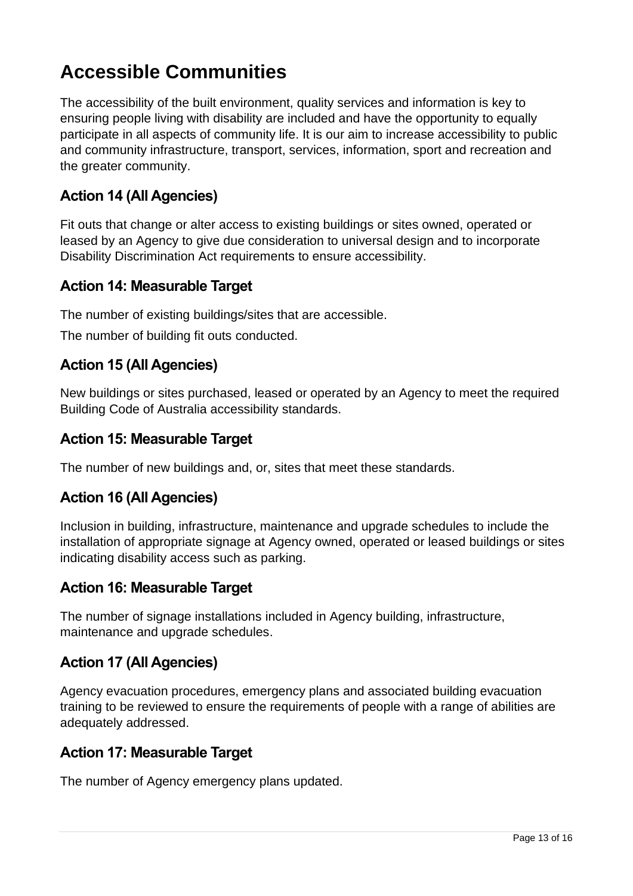# Accessible Communities

The accessibility of the built environment, quality services and information is key to ensuring people living with disability are included and have the opportunity to equally participate in all aspects of community life. It is our aim to increase accessibility to public and community infrastructure, transport, services, information, sport and recreation and the greater community.

## Action 14 (All Agencies)

Fit outs that change or alter access to existing buildings or sites owned, operated or leased by an Agency to give due consideration to universal design and to incorporate Disability Discrimination Act requirements to ensure accessibility.

## Action 14: Measurable Target

The number of existing buildings/sites that are accessible.

The number of building fit outs conducted.

## Action 15 (All Agencies)

New buildings or sites purchased, leased or operated by an Agency to meet the required Building Code of Australia accessibility standards.

## Action 15: Measurable Target

The number of new buildings and, or, sites that meet these standards.

## Action 16 (All Agencies)

Inclusion in building, infrastructure, maintenance and upgrade schedules to include the installation of appropriate signage at Agency owned, operated or leased buildings or sites indicating disability access such as parking.

## Action 16: Measurable Target

The number of signage installations included in Agency building, infrastructure, maintenance and upgrade schedules.

## Action 17 (All Agencies)

Agency evacuation procedures, emergency plans and associated building evacuation training to be reviewed to ensure the requirements of people with a range of abilities are adequately addressed.

## Action 17: Measurable Target

The number of Agency emergency plans updated.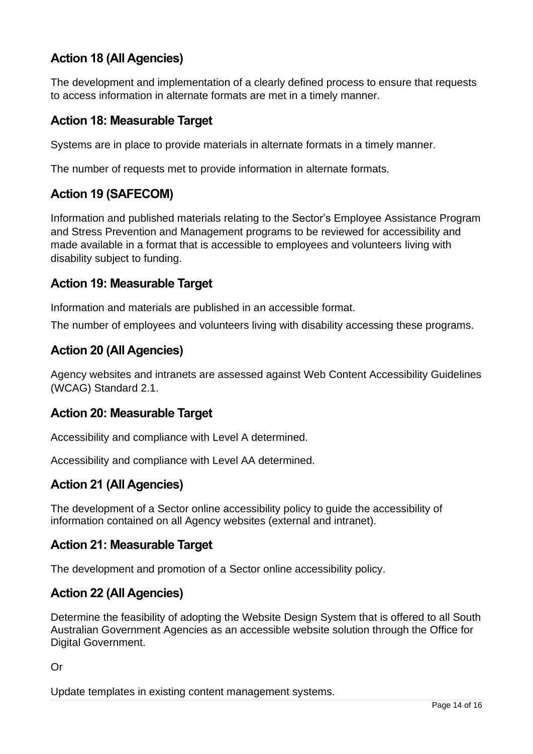## Action 18 (All Agencies)

The development and implementation of a clearly defined process to ensure that requests to access information in alternate formats are met in a timely manner.

## Action 18: Measurable Target

Systems are in place to provide materials in alternate formats in a timely manner.

The number of requests met to provide information in alternate formats.

## Action 19 (SAFECOM)

Information and published materials relating to the Sector's Employee Assistance Program and Stress Prevention and Management programs to be reviewed for accessibility and made available in a format that is accessible to employees and volunteers living with disability subject to funding.

## Action 19: Measurable Target

Information and materials are published in an accessible format.

The number of employees and volunteers living with disability accessing these programs.

## Action 20 (All Agencies)

Agency websites and intranets are assessed against Web Content Accessibility Guidelines (WCAG) Standard 2.1.

## Action 20: Measurable Target

Accessibility and compliance with Level A determined.

Accessibility and compliance with Level AA determined.

## Action 21 (All Agencies)

The development of a Sector online accessibility policy to guide the accessibility of information contained on all Agency websites (external and intranet).

## Action 21: Measurable Target

The development and promotion of a Sector online accessibility policy.

## Action 22 (All Agencies)

Determine the feasibility of adopting the Website Design System that is offered to all South Australian Government Agencies as an accessible website solution through the Office for Digital Government.

Or

Update templates in existing content management systems.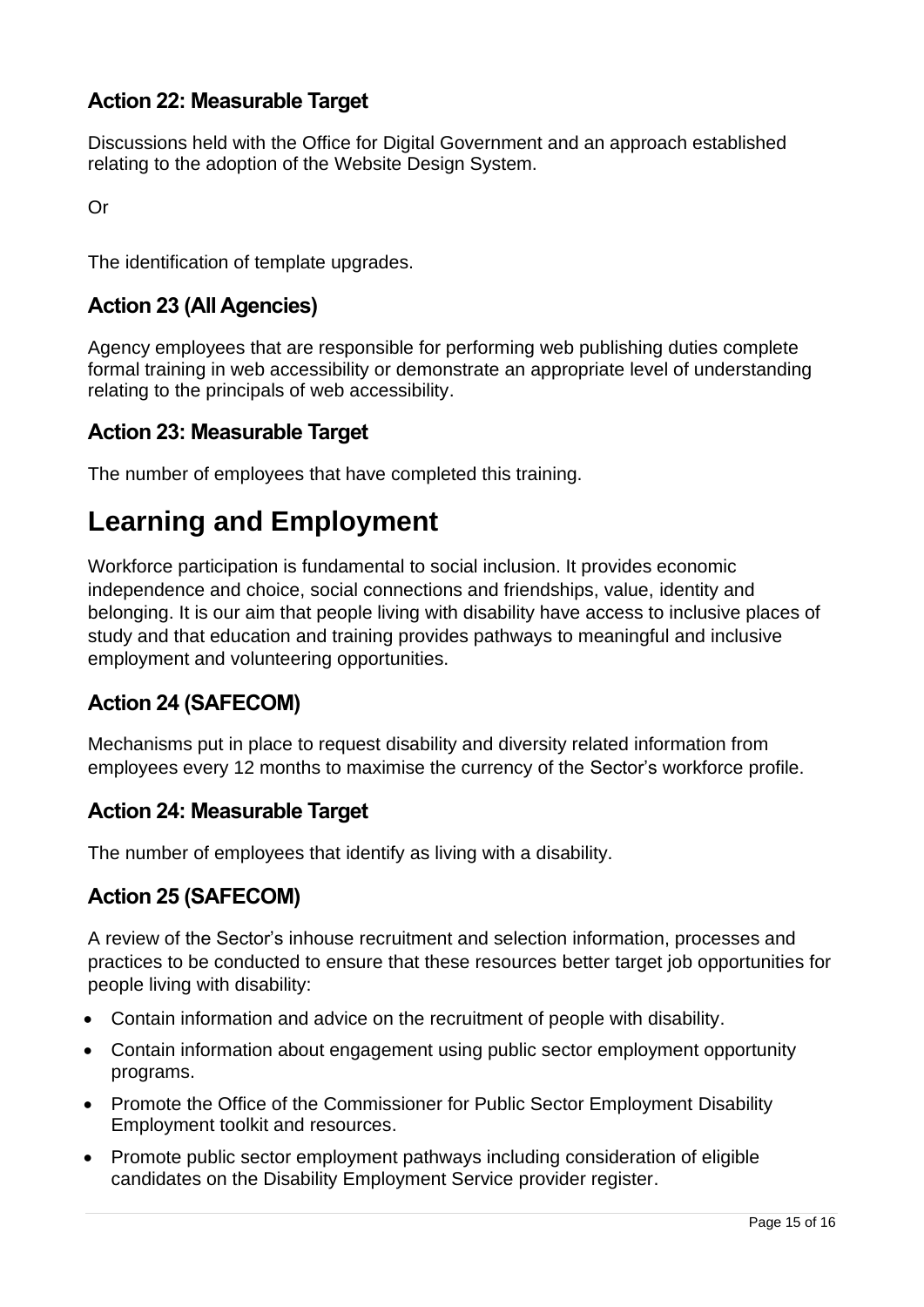### Action 22: Measurable Target

Discussions held with the Office for Digital Government and an approach established relating to the adoption of the Website Design System.

Or

The identification of template upgrades.

### Action 23 (All Agencies)

Agency employees that are responsible for performing web publishing duties complete formal training in web accessibility or demonstrate an appropriate level of understanding relating to the principals of web accessibility.

### Action 23: Measurable Target

The number of employees that have completed this training.

## Learning and Employment

Workforce participation is fundamental to social inclusion. It provides economic independence and choice, social connections and friendships, value, identity and belonging. It is our aim that people living with disability have access to inclusive places of study and that education and training provides pathways to meaningful and inclusive employment and volunteering opportunities.

### Action 24 (SAFECOM)

Mechanisms put in place to request disability and diversity related information from employees every 12 months to maximise the currency of the Sector's workforce profile.

### Action 24: Measurable Target

The number of employees that identify as living with a disability.

### Action 25 (SAFECOM)

A review of the Sector's inhouse recruitment and selection information, processes and practices to be conducted to ensure that these resources better target job opportunities for people living with disability:

- Contain information and advice on the recruitment of people with disability.
- Contain information about engagement using public sector employment opportunity programs.
- Promote the Office of the Commissioner for Public Sector Employment Disability Employment toolkit and resources.
- Promote public sector employment pathways including consideration of eligible candidates on the Disability Employment Service provider register.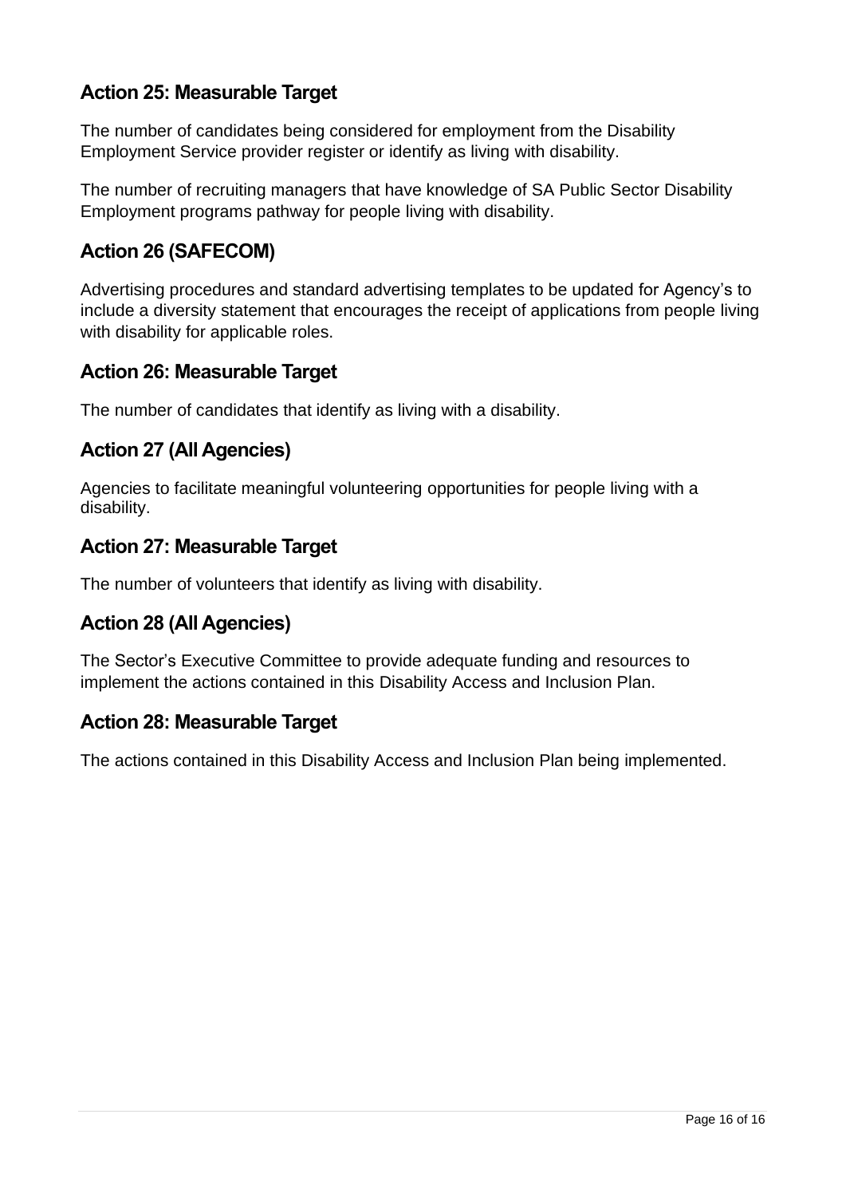### Action 25: Measurable Target

The number of candidates being considered for employment from the Disability Employment Service provider register or identify as living with disability.

The number of recruiting managers that have knowledge of SA Public Sector Disability Employment programs pathway for people living with disability.

### Action 26 (SAFECOM)

Advertising procedures and standard advertising templates to be updated for Agency's to include a diversity statement that encourages the receipt of applications from people living with disability for applicable roles.

### Action 26: Measurable Target

The number of candidates that identify as living with a disability.

### Action 27 (All Agencies)

Agencies to facilitate meaningful volunteering opportunities for people living with a disability.

### Action 27: Measurable Target

The number of volunteers that identify as living with disability.

### Action 28 (All Agencies)

The Sector's Executive Committee to provide adequate funding and resources to implement the actions contained in this Disability Access and Inclusion Plan.

### Action 28: Measurable Target

The actions contained in this Disability Access and Inclusion Plan being implemented.